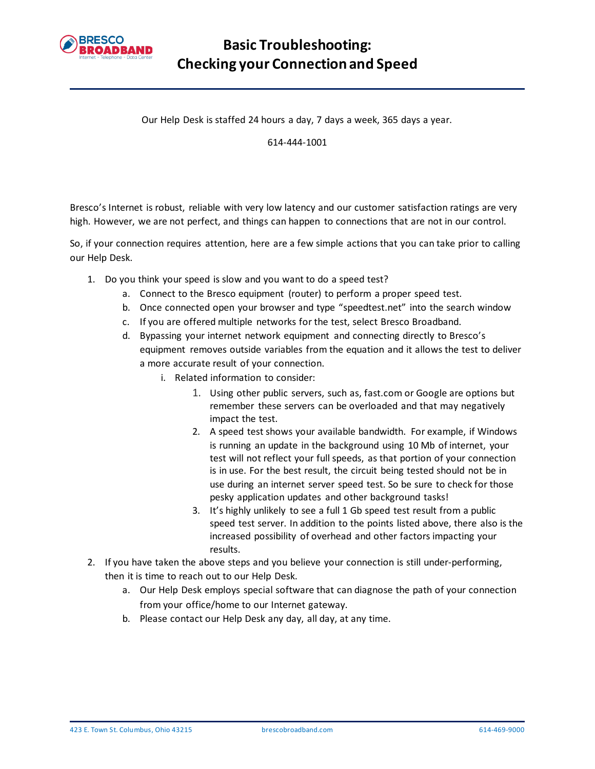# Basic Troubleshooting: Checking your Connection and Speed

Our Help Desk is staffed 24 hours a day, 7 days a week, 365 days a year.

614-444-1001

Bresco's Internet is robust, reliable with very low latency and our customer satisfaction ratings are very high. However, we are not perfect, and things can happen to connections that are not in our control.

So, if your connection requires attention, here are a few simple actions that you can take prior to calling our Help Desk.

1. Do you think your speed is slow and you want to do a speed test?
    a. Connect to the Bresco equipment (router) to perform a proper speed test.
    b. Once connected open your browser and type "speedtest.net" into the search window
    c. If you are offered multiple networks for the test, select Bresco Broadband.
    d. Bypassing your internet network equipment and connecting directly to Bresco's equipment removes outside variables from the equation and it allows the test to deliver a more accurate result of your connection.
        i. Related information to consider:
            1. Using other public servers, such as, fast.com or Google are options but remember these servers can be overloaded and that may negatively impact the test.
            2. A speed test shows your available bandwidth. For example, if Windows is running an update in the background using 10 Mb of internet, your test will not reflect your full speeds, as that portion of your connection is in use. For the best result, the circuit being tested should not be in use during an internet server speed test. So be sure to check for those pesky application updates and other background tasks!
            3. It's highly unlikely to see a full 1 Gb speed test result from a public speed test server. In addition to the points listed above, there also is the increased possibility of overhead and other factors impacting your results.
2. If you have taken the above steps and you believe your connection is still under-performing, then it is time to reach out to our Help Desk.
    a. Our Help Desk employs special software that can diagnose the path of your connection from your office/home to our Internet gateway.
    b. Please contact our Help Desk any day, all day, at any time.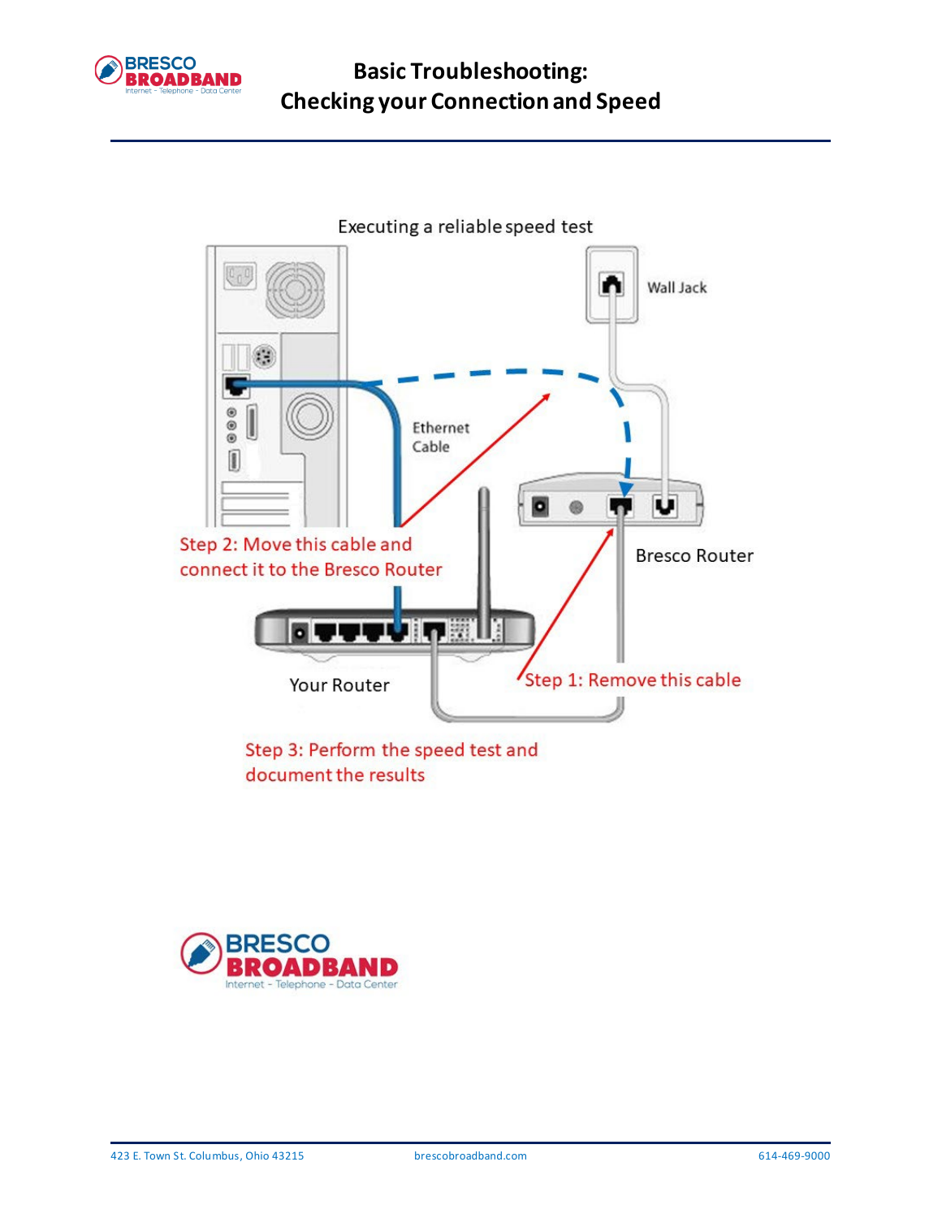# Basic Troubleshooting: Checking your Connection and Speed

Executing a reliable speed test

Wall Jack

Ethernet Cable

Bresco Router

Step 2: Move this cable and connect it to the Bresco Router

Your Router

Step 1: Remove this cable

Step 3: Perform the speed test and document the results

BRESCO BROADBAND
Internet - Telephone - Data Center

423 E. Town St. Columbus, Ohio 43215 | brescobroadband.com | 614-469-9000